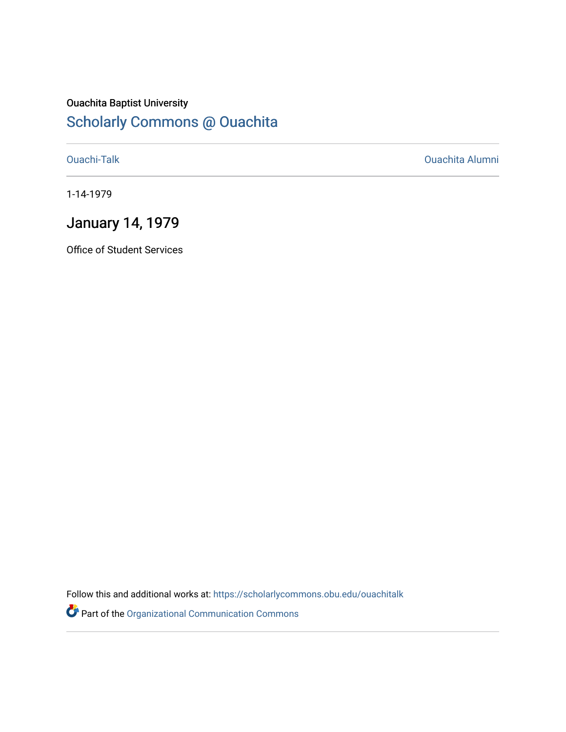Ouachita Baptist University

# Scholarly Commons @ Ouachita

Ouachi-Talk

Ouachita Alumni

1-14-1979

## January 14, 1979

Office of Student Services

Follow this and additional works at: https://scholarlycommons.obu.edu/ouachitalk

Part of the Organizational Communication Commons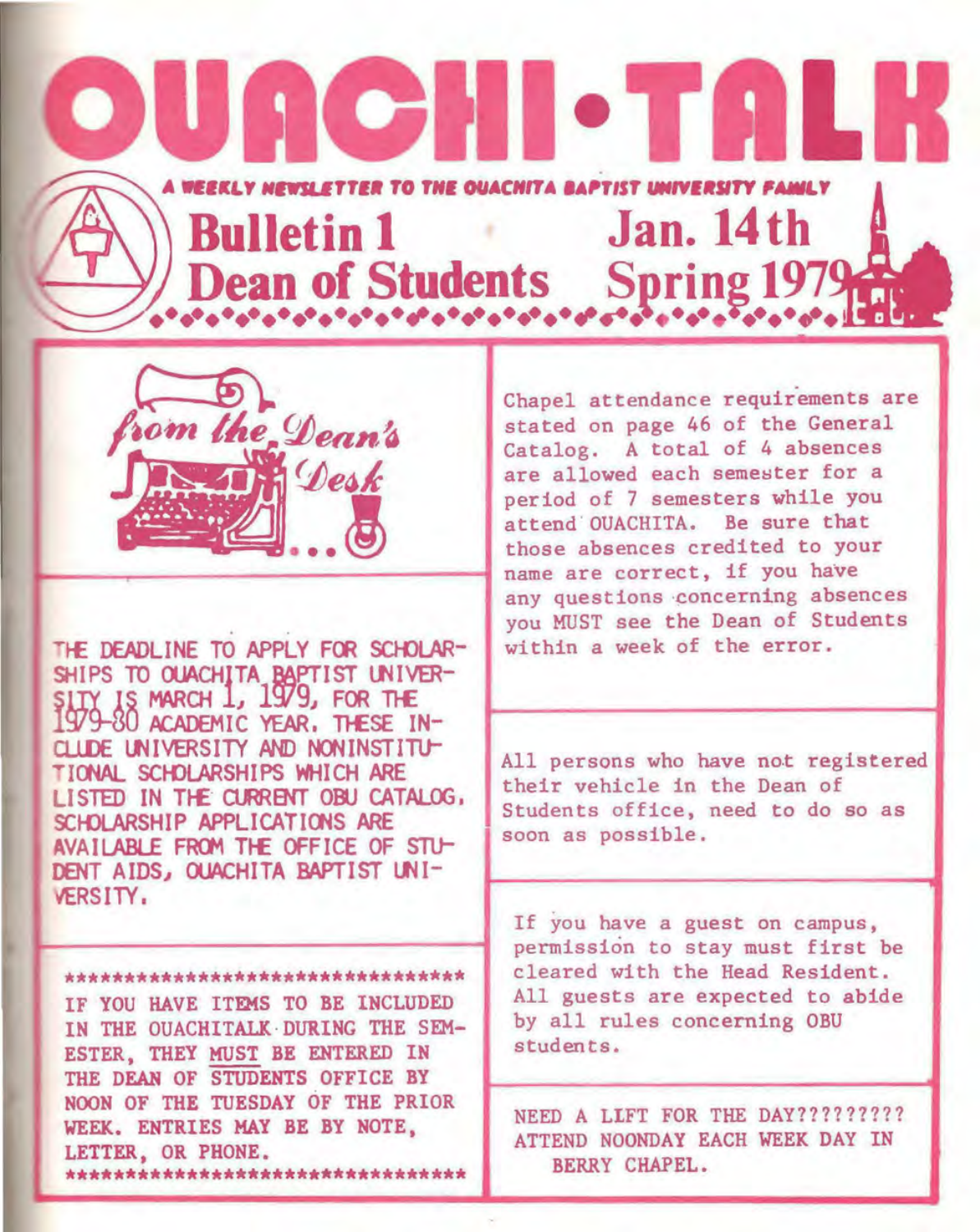# OUACHI-TALK

A WEEKLY NEWSLETTER TO THE OUACHITA BAPTIST UNIVERSITY FAMILY

**Bulletin 1** — **Jan. 14th**

**Dean of Students** — **Spring 1979**

## from the Dean's Desk

THE DEADLINE TO APPLY FOR SCHOLARSHIPS TO OUACHITA BAPTIST UNIVERSITY IS MARCH 1, 1979, FOR THE 1979-80 ACADEMIC YEAR. THESE INCLUDE UNIVERSITY AND NONINSTITUTIONAL SCHOLARSHIPS WHICH ARE LISTED IN THE CURRENT OBU CATALOG. SCHOLARSHIP APPLICATIONS ARE AVAILABLE FROM THE OFFICE OF STUDENT AIDS, OUACHITA BAPTIST UNIVERSITY.

**********************************

IF YOU HAVE ITEMS TO BE INCLUDED IN THE OUACHITALK DURING THE SEMESTER, THEY MUST BE ENTERED IN THE DEAN OF STUDENTS OFFICE BY NOON OF THE TUESDAY OF THE PRIOR WEEK. ENTRIES MAY BE BY NOTE, LETTER, OR PHONE.

**********************************

Chapel attendance requirements are stated on page 46 of the General Catalog. A total of 4 absences are allowed each semester for a period of 7 semesters while you attend OUACHITA. Be sure that those absences credited to your name are correct, if you have any questions concerning absences you MUST see the Dean of Students within a week of the error.

All persons who have not registered their vehicle in the Dean of Students office, need to do so as soon as possible.

If you have a guest on campus, permission to stay must first be cleared with the Head Resident. All guests are expected to abide by all rules concerning OBU students.

NEED A LIFT FOR THE DAY?????????? ATTEND NOONDAY EACH WEEK DAY IN BERRY CHAPEL.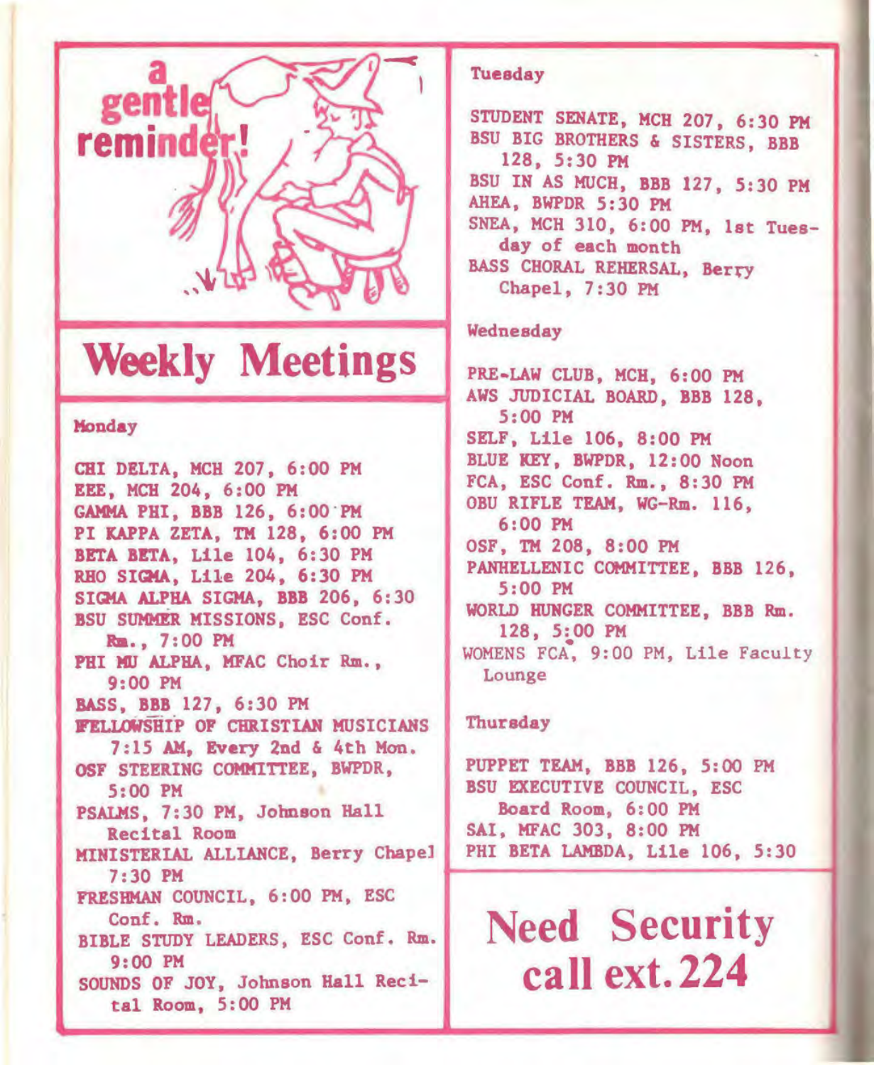a gentle reminder!

# Weekly Meetings

## Monday

CHI DELTA, MCH 207, 6:00 PM
EEE, MCH 204, 6:00 PM
GAMMA PHI, BBB 126, 6:00 PM
PI KAPPA ZETA, TM 128, 6:00 PM
BETA BETA, Lile 104, 6:30 PM
RHO SIGMA, Lile 204, 6:30 PM
SIGMA ALPHA SIGMA, BBB 206, 6:30
BSU SUMMER MISSIONS, ESC Conf. Rm., 7:00 PM
PHI MU ALPHA, MFAC Choir Rm., 9:00 PM
BASS, BBB 127, 6:30 PM
FELLOWSHIP OF CHRISTIAN MUSICIANS 7:15 AM, Every 2nd & 4th Mon.
OSF STEERING COMMITTEE, BWPDR, 5:00 PM
PSALMS, 7:30 PM, Johnson Hall Recital Room
MINISTERIAL ALLIANCE, Berry Chapel 7:30 PM
FRESHMAN COUNCIL, 6:00 PM, ESC Conf. Rm.
BIBLE STUDY LEADERS, ESC Conf. Rm. 9:00 PM
SOUNDS OF JOY, Johnson Hall Recital Room, 5:00 PM

## Tuesday

STUDENT SENATE, MCH 207, 6:30 PM
BSU BIG BROTHERS & SISTERS, BBB 128, 5:30 PM
BSU IN AS MUCH, BBB 127, 5:30 PM
AHEA, BWPDR 5:30 PM
SNEA, MCH 310, 6:00 PM, 1st Tuesday of each month
BASS CHORAL REHERSAL, Berry Chapel, 7:30 PM

## Wednesday

PRE-LAW CLUB, MCH, 6:00 PM
AWS JUDICIAL BOARD, BBB 128, 5:00 PM
SELF, Lile 106, 8:00 PM
BLUE KEY, BWPDR, 12:00 Noon
FCA, ESC Conf. Rm., 8:30 PM
OBU RIFLE TEAM, WG-Rm. 116, 6:00 PM
OSF, TM 208, 8:00 PM
PANHELLENIC COMMITTEE, BBB 126, 5:00 PM
WORLD HUNGER COMMITTEE, BBB Rm. 128, 5:00 PM
WOMENS FCA, 9:00 PM, Lile Faculty Lounge

## Thursday

PUPPET TEAM, BBB 126, 5:00 PM
BSU EXECUTIVE COUNCIL, ESC Board Room, 6:00 PM
SAI, MFAC 303, 8:00 PM
PHI BETA LAMBDA, Lile 106, 5:30

# Need Security call ext. 224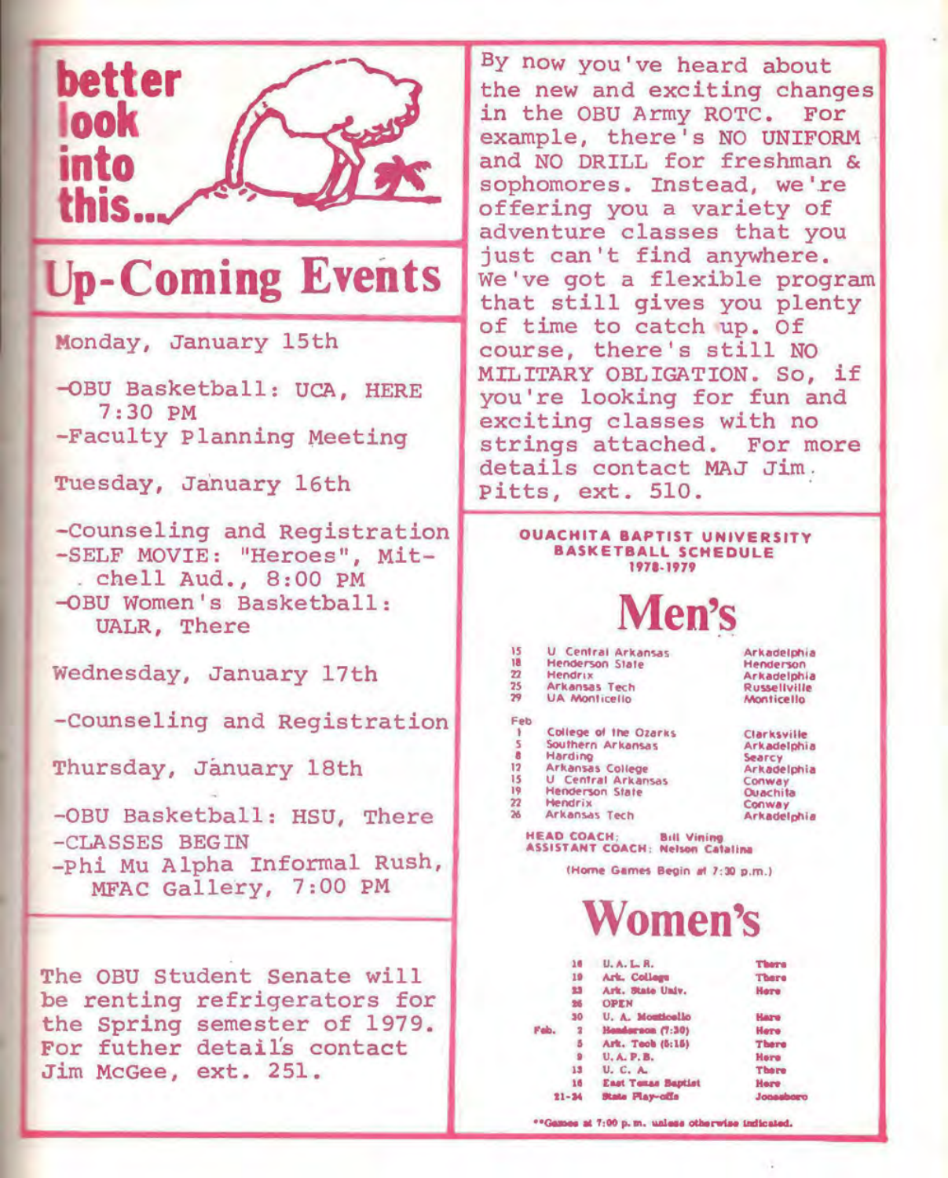**better look into this...**

# Up-Coming Events

Monday, January 15th

- OBU Basketball: UCA, HERE 7:30 PM
- Faculty Planning Meeting

Tuesday, January 16th

- Counseling and Registration
- SELF MOVIE: "Heroes", Mitchell Aud., 8:00 PM
- OBU Women's Basketball: UALR, There

Wednesday, January 17th

- Counseling and Registration

Thursday, January 18th

- OBU Basketball: HSU, There
- CLASSES BEGIN
- Phi Mu Alpha Informal Rush, MFAC Gallery, 7:00 PM

The OBU Student Senate will be renting refrigerators for the Spring semester of 1979. For futher details contact Jim McGee, ext. 251.

By now you've heard about the new and exciting changes in the OBU Army ROTC. For example, there's NO UNIFORM and NO DRILL for freshman & sophomores. Instead, we're offering you a variety of adventure classes that you just can't find anywhere. We've got a flexible program that still gives you plenty of time to catch up. Of course, there's still NO MILITARY OBLIGATION. So, if you're looking for fun and exciting classes with no strings attached. For more details contact MAJ Jim Pitts, ext. 510.

**OUACHITA BAPTIST UNIVERSITY BASKETBALL SCHEDULE 1978-1979**

## Men's

| | | |
|---|---|---|
| 15 | U Central Arkansas | Arkadelphia |
| 18 | Henderson State | Henderson |
| 22 | Hendrix | Arkadelphia |
| 25 | Arkansas Tech | Russellville |
| 29 | UA Monticello | Monticello |
| Feb | | |
| 1 | College of the Ozarks | Clarksville |
| 5 | Southern Arkansas | Arkadelphia |
| 8 | Harding | Searcy |
| 12 | Arkansas College | Arkadelphia |
| 15 | U Central Arkansas | Conway |
| 19 | Henderson State | Ouachita |
| 22 | Hendrix | Conway |
| 26 | Arkansas Tech | Arkadelphia |

HEAD COACH: Bill Vining
ASSISTANT COACH: Nelson Catalina

(Home Games Begin at 7:30 p.m.)

## Women's

| | | | |
|---|---|---|---|
| | 16 | U. A. L. R. | There |
| | 19 | Ark. College | There |
| | 23 | Ark. State Univ. | Here |
| | 26 | OPEN | |
| | 30 | U. A. Monticello | Here |
| Feb. | 2 | Henderson (7:30) | Here |
| | 5 | Ark. Tech (5:15) | There |
| | 9 | U. A. P. B. | Here |
| | 13 | U. C. A. | There |
| | 16 | East Texas Baptist | Here |
| | 21-24 | State Play-offs | Jonesboro |

**Games at 7:00 p.m. unless otherwise indicated.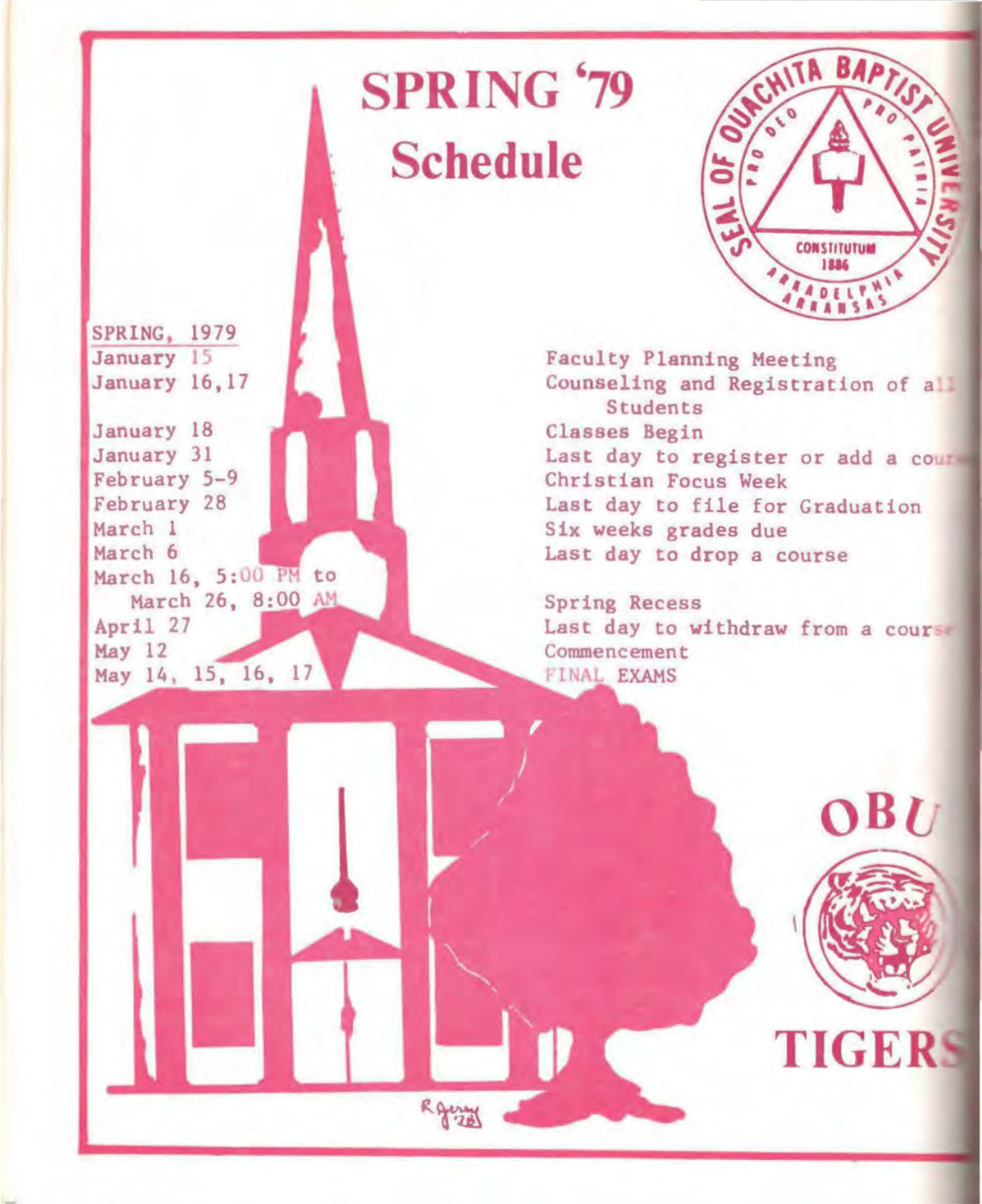# SPRING '79 Schedule

SEAL OF OUACHITA BAPTIST UNIVERSITY
PRO DEO PRO PATRIA
CONSTITUTUM 1886
ARKADELPHIA ARKANSAS

| SPRING, 1979 | |
|---|---|
| January 15 | Faculty Planning Meeting |
| January 16,17 | Counseling and Registration of all Students |
| January 18 | Classes Begin |
| January 31 | Last day to register or add a course |
| February 5-9 | Christian Focus Week |
| February 28 | Last day to file for Graduation |
| March 1 | Six weeks grades due |
| March 6 | Last day to drop a course |
| March 16, 5:00 PM to March 26, 8:00 AM | Spring Recess |
| April 27 | Last day to withdraw from a course |
| May 12 | Commencement |
| May 14, 15, 16, 17 | FINAL EXAMS |

OBU

TIGERS